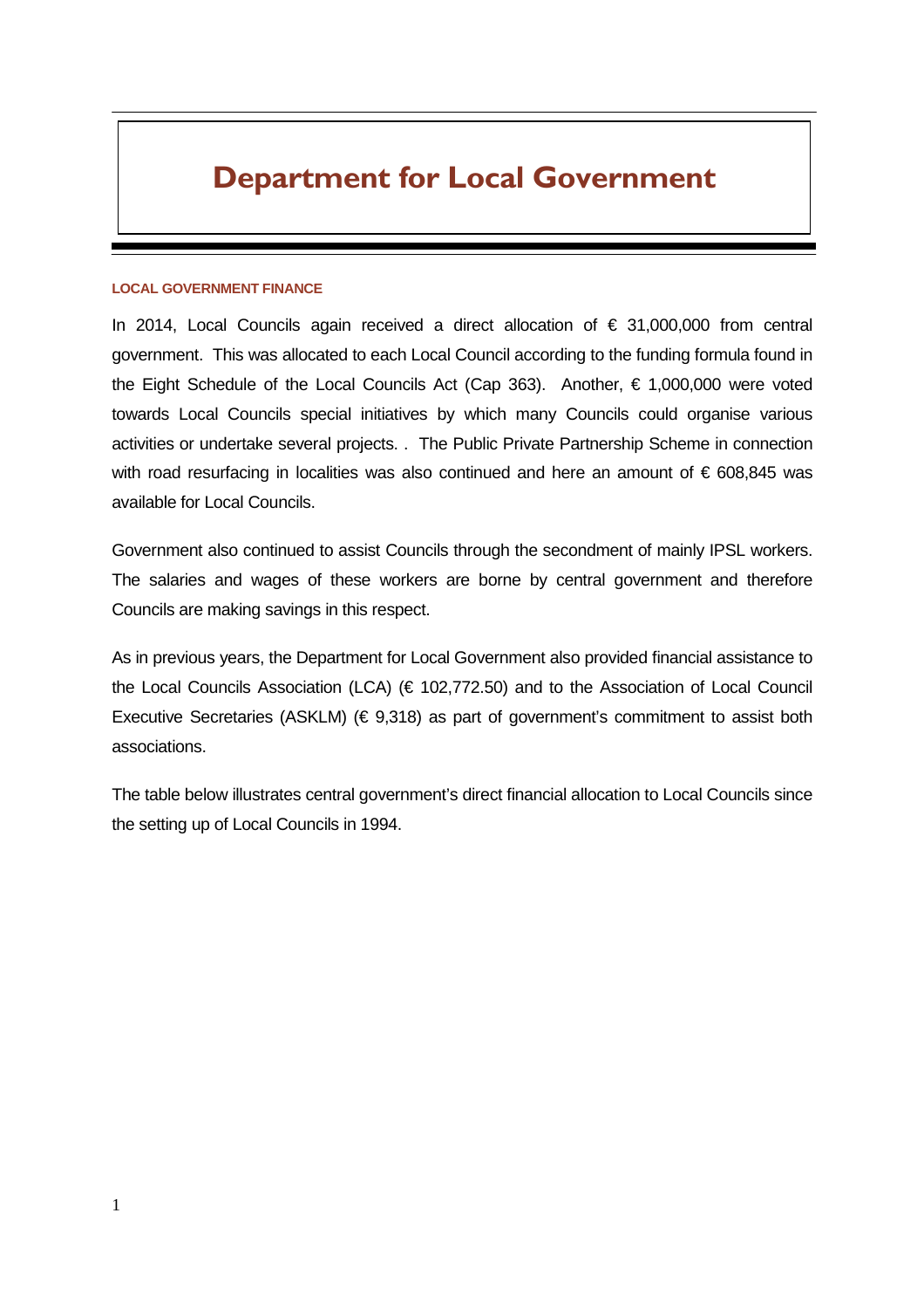# Department for Local Government

### LOCAL GOVERNMENT FINANCE

In 2014, Local Councils again received a direct allocation of € 31,000,000 from central government. This was allocated to each Local Council according to the funding formula found in the Eight Schedule of the Local Councils Act (Cap 363). Another, € 1,000,000 were voted towards Local Councils special initiatives by which many Councils could organise various activities or undertake several projects. . The Public Private Partnership Scheme in connection with road resurfacing in localities was also continued and here an amount of € 608,845 was available for Local Councils.

Government also continued to assist Councils through the secondment of mainly IPSL workers. The salaries and wages of these workers are borne by central government and therefore Councils are making savings in this respect.

As in previous years, the Department for Local Government also provided financial assistance to the Local Councils Association (LCA) (€ 102,772.50) and to the Association of Local Council Executive Secretaries (ASKLM) (€ 9,318) as part of government's commitment to assist both associations.

The table below illustrates central government's direct financial allocation to Local Councils since the setting up of Local Councils in 1994.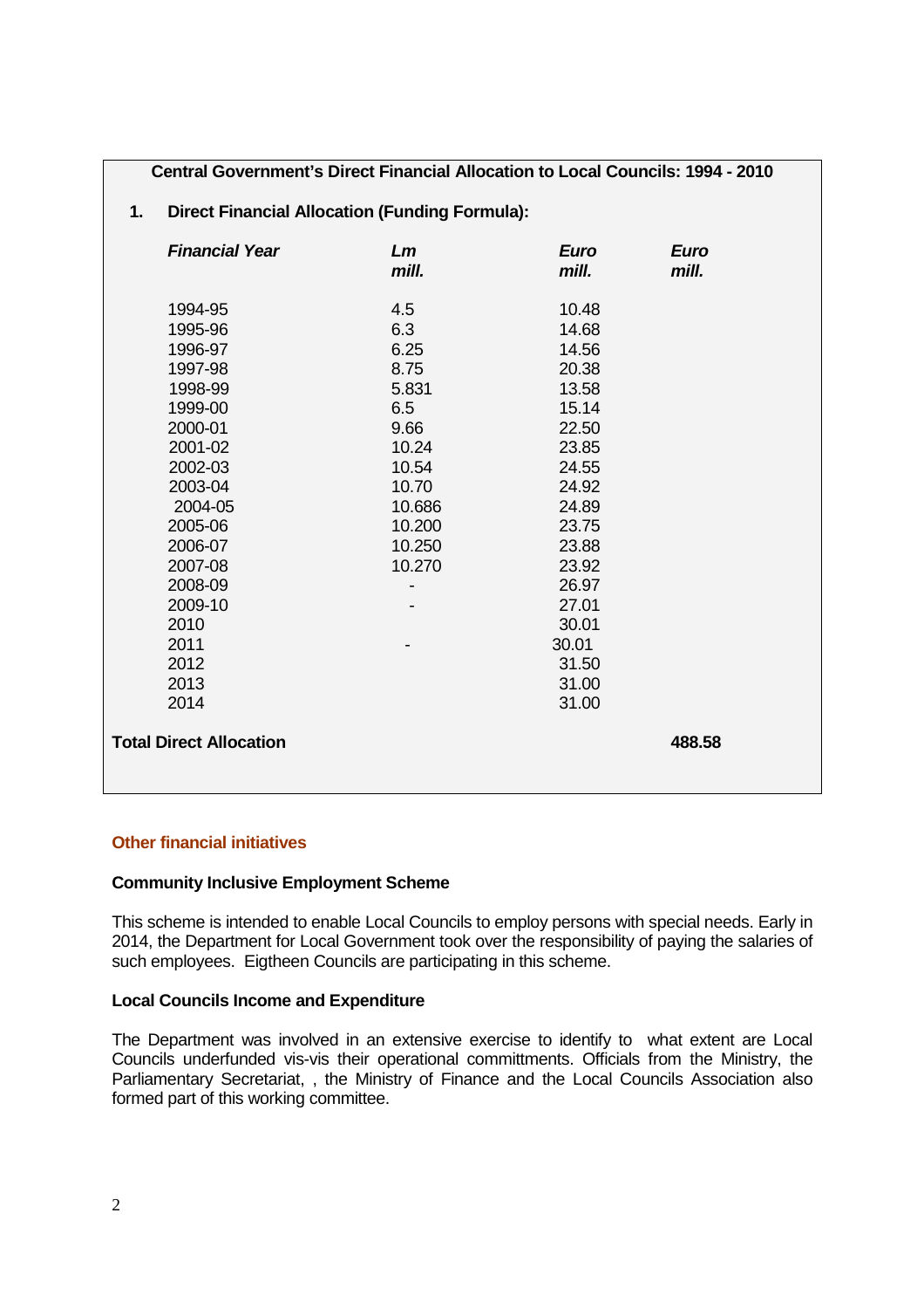**Central Government's Direct Financial Allocation to Local Councils: 1994 - 2010**

**1. Direct Financial Allocation (Funding Formula):**

| *Financial Year* | *Lm mill.* | *Euro mill.* | *Euro mill.* |
|---|---|---|---|
| 1994-95 | 4.5 | 10.48 | |
| 1995-96 | 6.3 | 14.68 | |
| 1996-97 | 6.25 | 14.56 | |
| 1997-98 | 8.75 | 20.38 | |
| 1998-99 | 5.831 | 13.58 | |
| 1999-00 | 6.5 | 15.14 | |
| 2000-01 | 9.66 | 22.50 | |
| 2001-02 | 10.24 | 23.85 | |
| 2002-03 | 10.54 | 24.55 | |
| 2003-04 | 10.70 | 24.92 | |
| 2004-05 | 10.686 | 24.89 | |
| 2005-06 | 10.200 | 23.75 | |
| 2006-07 | 10.250 | 23.88 | |
| 2007-08 | 10.270 | 23.92 | |
| 2008-09 | - | 26.97 | |
| 2009-10 | - | 27.01 | |
| 2010 | | 30.01 | |
| 2011 | - | 30.01 | |
| 2012 | | 31.50 | |
| 2013 | | 31.00 | |
| 2014 | | 31.00 | |
| **Total Direct Allocation** | | | **488.58** |

## Other financial initiatives

**Community Inclusive Employment Scheme**

This scheme is intended to enable Local Councils to employ persons with special needs. Early in 2014, the Department for Local Government took over the responsibility of paying the salaries of such employees. Eigtheen Councils are participating in this scheme.

**Local Councils Income and Expenditure**

The Department was involved in an extensive exercise to identify to what extent are Local Councils underfunded vis-vis their operational committments. Officials from the Ministry, the Parliamentary Secretariat, , the Ministry of Finance and the Local Councils Association also formed part of this working committee.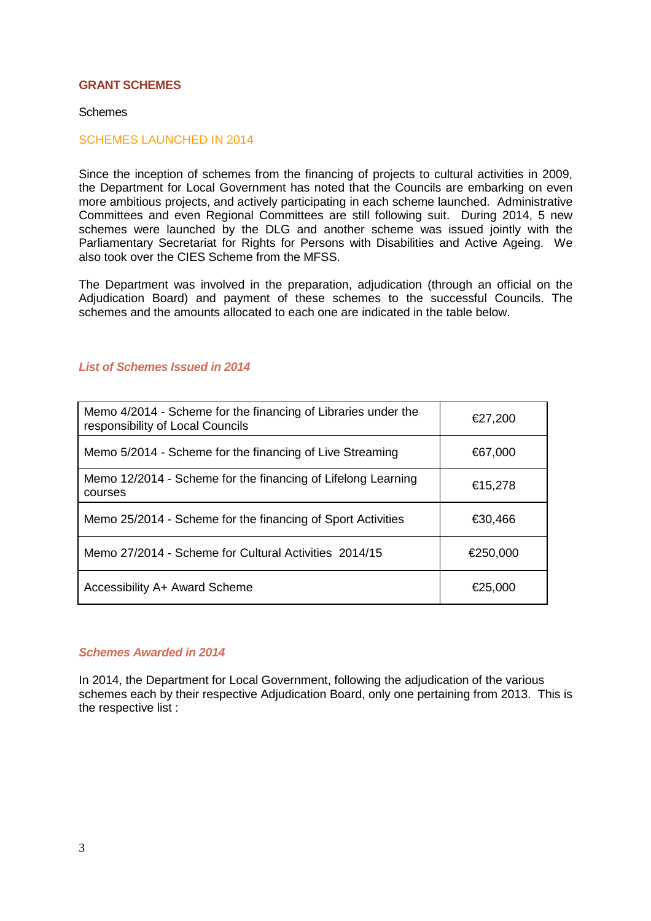## GRANT SCHEMES

Schemes

### SCHEMES LAUNCHED IN 2014

Since the inception of schemes from the financing of projects to cultural activities in 2009, the Department for Local Government has noted that the Councils are embarking on even more ambitious projects, and actively participating in each scheme launched. Administrative Committees and even Regional Committees are still following suit. During 2014, 5 new schemes were launched by the DLG and another scheme was issued jointly with the Parliamentary Secretariat for Rights for Persons with Disabilities and Active Ageing. We also took over the CIES Scheme from the MFSS.

The Department was involved in the preparation, adjudication (through an official on the Adjudication Board) and payment of these schemes to the successful Councils. The schemes and the amounts allocated to each one are indicated in the table below.

#### *List of Schemes Issued in 2014*

| Scheme | Amount |
|---|---|
| Memo 4/2014 - Scheme for the financing of Libraries under the responsibility of Local Councils | €27,200 |
| Memo 5/2014 - Scheme for the financing of Live Streaming | €67,000 |
| Memo 12/2014 - Scheme for the financing of Lifelong Learning courses | €15,278 |
| Memo 25/2014 - Scheme for the financing of Sport Activities | €30,466 |
| Memo 27/2014 - Scheme for Cultural Activities 2014/15 | €250,000 |
| Accessibility A+ Award Scheme | €25,000 |

#### *Schemes Awarded in 2014*

In 2014, the Department for Local Government, following the adjudication of the various schemes each by their respective Adjudication Board, only one pertaining from 2013. This is the respective list :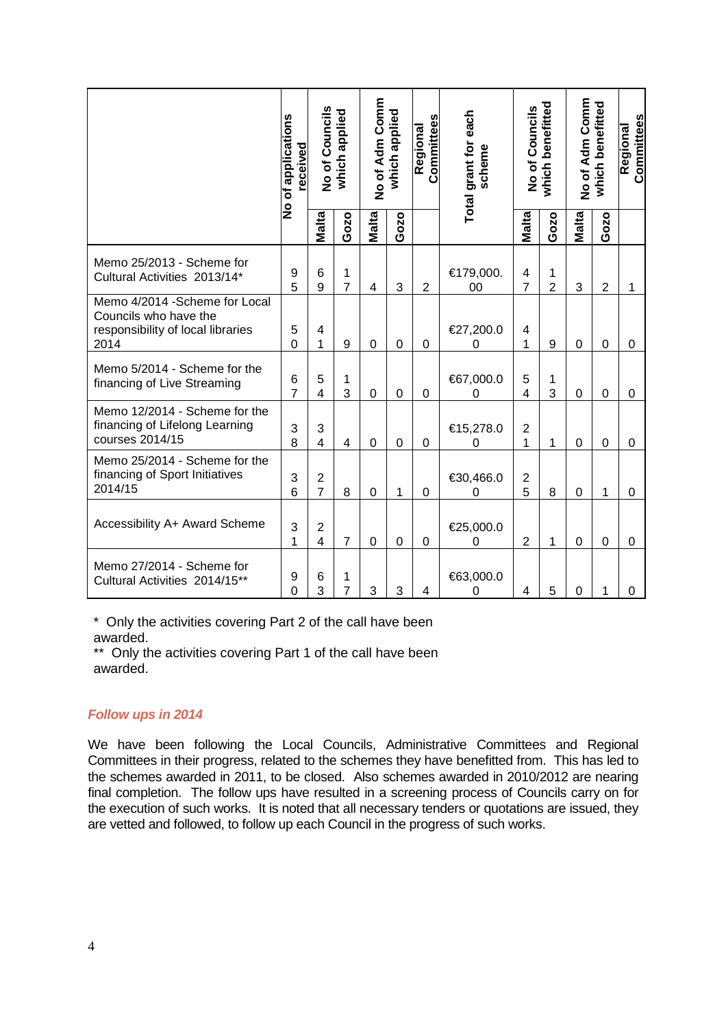| | No of applications received | No of Councils which applied | | No of Adm Comm which applied | | Regional Committees | Total grant for each scheme | No of Councils which benefitted | | No of Adm Comm which benefitted | | Regional Committees |
|---|---|---|---|---|---|---|---|---|---|---|---|---|
| | | Malta | Gozo | Malta | Gozo | | | Malta | Gozo | Malta | Gozo | |
| Memo 25/2013 - Scheme for Cultural Activities 2013/14* | 95 | 69 | 17 | 4 | 3 | 2 | €179,000.00 | 47 | 12 | 3 | 2 | 1 |
| Memo 4/2014 -Scheme for Local Councils who have the responsibility of local libraries 2014 | 50 | 41 | 9 | 0 | 0 | 0 | €27,200.00 | 41 | 9 | 0 | 0 | 0 |
| Memo 5/2014 - Scheme for the financing of Live Streaming | 67 | 54 | 13 | 0 | 0 | 0 | €67,000.00 | 54 | 13 | 0 | 0 | 0 |
| Memo 12/2014 - Scheme for the financing of Lifelong Learning courses 2014/15 | 38 | 34 | 4 | 0 | 0 | 0 | €15,278.00 | 21 | 1 | 0 | 0 | 0 |
| Memo 25/2014 - Scheme for the financing of Sport Initiatives 2014/15 | 36 | 27 | 8 | 0 | 1 | 0 | €30,466.00 | 25 | 8 | 0 | 1 | 0 |
| Accessibility A+ Award Scheme | 31 | 24 | 7 | 0 | 0 | 0 | €25,000.00 | 2 | 1 | 0 | 0 | 0 |
| Memo 27/2014 - Scheme for Cultural Activities 2014/15** | 90 | 63 | 17 | 3 | 3 | 4 | €63,000.00 | 4 | 5 | 0 | 1 | 0 |

\* Only the activities covering Part 2 of the call have been awarded.
\** Only the activities covering Part 1 of the call have been awarded.

### *Follow ups in 2014*

We have been following the Local Councils, Administrative Committees and Regional Committees in their progress, related to the schemes they have benefitted from. This has led to the schemes awarded in 2011, to be closed. Also schemes awarded in 2010/2012 are nearing final completion. The follow ups have resulted in a screening process of Councils carry on for the execution of such works. It is noted that all necessary tenders or quotations are issued, they are vetted and followed, to follow up each Council in the progress of such works.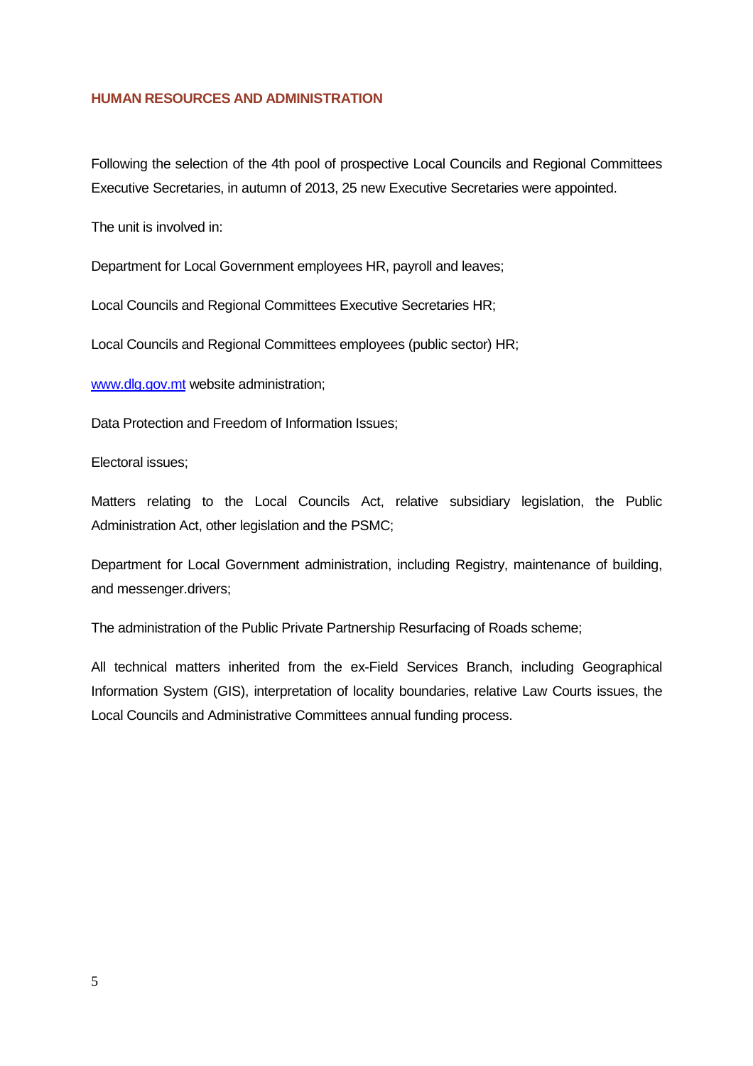## HUMAN RESOURCES AND ADMINISTRATION

Following the selection of the 4th pool of prospective Local Councils and Regional Committees Executive Secretaries, in autumn of 2013, 25 new Executive Secretaries were appointed.

The unit is involved in:

Department for Local Government employees HR, payroll and leaves;

Local Councils and Regional Committees Executive Secretaries HR;

Local Councils and Regional Committees employees (public sector) HR;

[www.dlg.gov.mt](http://www.dlg.gov.mt) website administration;

Data Protection and Freedom of Information Issues;

Electoral issues;

Matters relating to the Local Councils Act, relative subsidiary legislation, the Public Administration Act, other legislation and the PSMC;

Department for Local Government administration, including Registry, maintenance of building, and messenger.drivers;

The administration of the Public Private Partnership Resurfacing of Roads scheme;

All technical matters inherited from the ex-Field Services Branch, including Geographical Information System (GIS), interpretation of locality boundaries, relative Law Courts issues, the Local Councils and Administrative Committees annual funding process.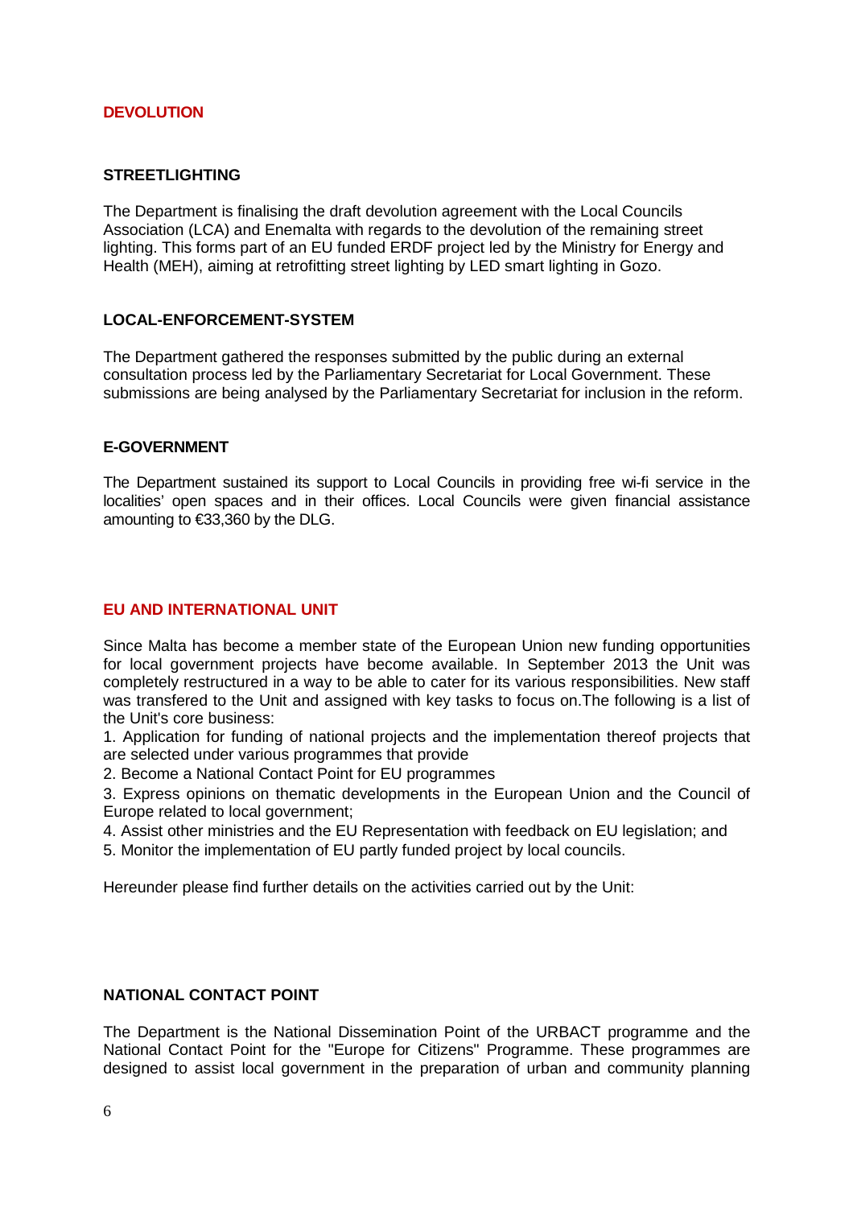## DEVOLUTION

### STREETLIGHTING

The Department is finalising the draft devolution agreement with the Local Councils Association (LCA) and Enemalta with regards to the devolution of the remaining street lighting. This forms part of an EU funded ERDF project led by the Ministry for Energy and Health (MEH), aiming at retrofitting street lighting by LED smart lighting in Gozo.

### LOCAL-ENFORCEMENT-SYSTEM

The Department gathered the responses submitted by the public during an external consultation process led by the Parliamentary Secretariat for Local Government. These submissions are being analysed by the Parliamentary Secretariat for inclusion in the reform.

### E-GOVERNMENT

The Department sustained its support to Local Councils in providing free wi-fi service in the localities' open spaces and in their offices. Local Councils were given financial assistance amounting to €33,360 by the DLG.

## EU AND INTERNATIONAL UNIT

Since Malta has become a member state of the European Union new funding opportunities for local government projects have become available. In September 2013 the Unit was completely restructured in a way to be able to cater for its various responsibilities. New staff was transfered to the Unit and assigned with key tasks to focus on.The following is a list of the Unit's core business:

1. Application for funding of national projects and the implementation thereof projects that are selected under various programmes that provide
2. Become a National Contact Point for EU programmes
3. Express opinions on thematic developments in the European Union and the Council of Europe related to local government;
4. Assist other ministries and the EU Representation with feedback on EU legislation; and
5. Monitor the implementation of EU partly funded project by local councils.

Hereunder please find further details on the activities carried out by the Unit:

### NATIONAL CONTACT POINT

The Department is the National Dissemination Point of the URBACT programme and the National Contact Point for the "Europe for Citizens" Programme. These programmes are designed to assist local government in the preparation of urban and community planning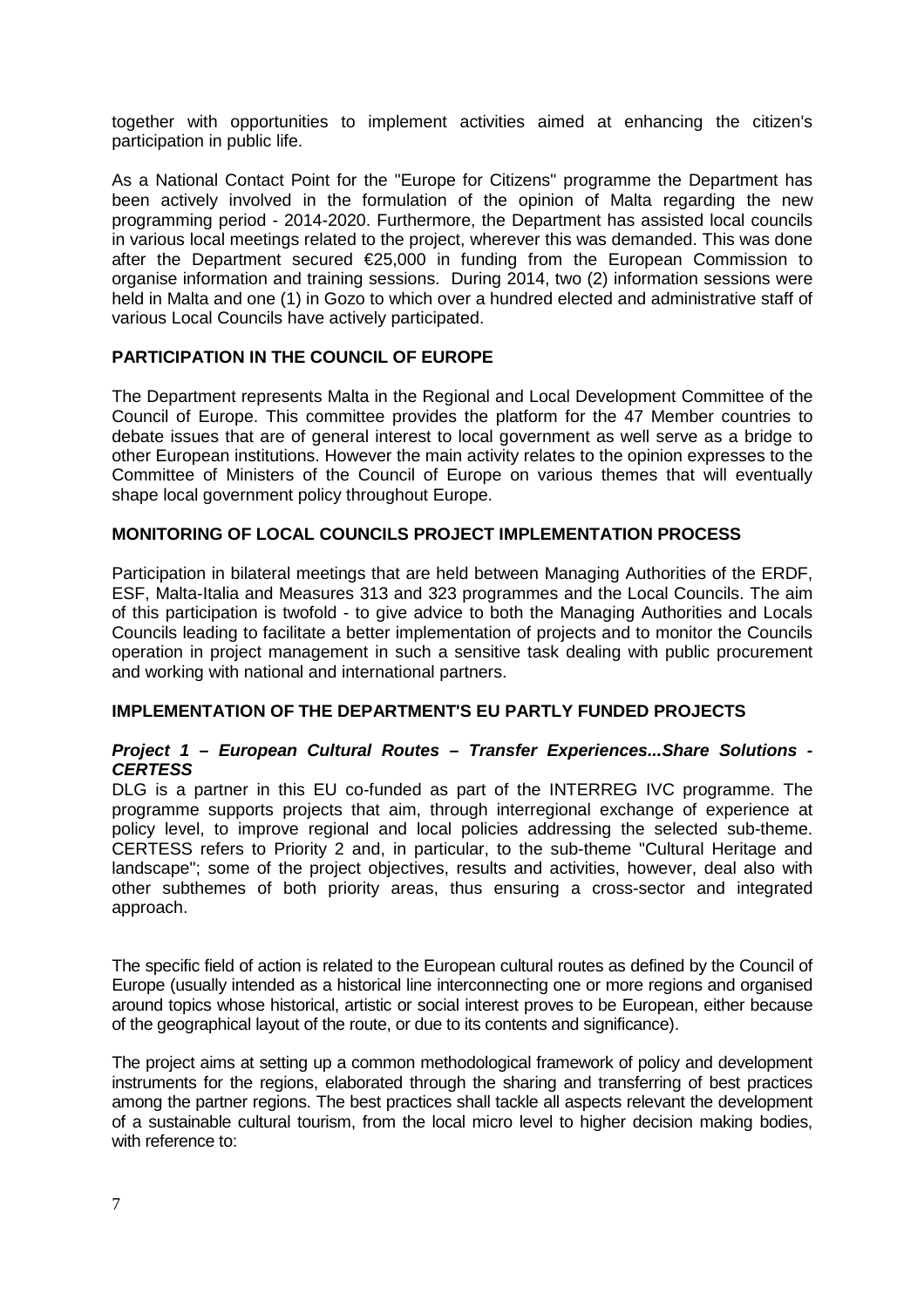together with opportunities to implement activities aimed at enhancing the citizen's participation in public life.

As a National Contact Point for the "Europe for Citizens" programme the Department has been actively involved in the formulation of the opinion of Malta regarding the new programming period - 2014-2020. Furthermore, the Department has assisted local councils in various local meetings related to the project, wherever this was demanded. This was done after the Department secured €25,000 in funding from the European Commission to organise information and training sessions. During 2014, two (2) information sessions were held in Malta and one (1) in Gozo to which over a hundred elected and administrative staff of various Local Councils have actively participated.

## PARTICIPATION IN THE COUNCIL OF EUROPE

The Department represents Malta in the Regional and Local Development Committee of the Council of Europe. This committee provides the platform for the 47 Member countries to debate issues that are of general interest to local government as well serve as a bridge to other European institutions. However the main activity relates to the opinion expresses to the Committee of Ministers of the Council of Europe on various themes that will eventually shape local government policy throughout Europe.

## MONITORING OF LOCAL COUNCILS PROJECT IMPLEMENTATION PROCESS

Participation in bilateral meetings that are held between Managing Authorities of the ERDF, ESF, Malta-Italia and Measures 313 and 323 programmes and the Local Councils. The aim of this participation is twofold - to give advice to both the Managing Authorities and Locals Councils leading to facilitate a better implementation of projects and to monitor the Councils operation in project management in such a sensitive task dealing with public procurement and working with national and international partners.

## IMPLEMENTATION OF THE DEPARTMENT'S EU PARTLY FUNDED PROJECTS

### *Project 1 – European Cultural Routes – Transfer Experiences...Share Solutions - CERTESS*

DLG is a partner in this EU co-funded as part of the INTERREG IVC programme. The programme supports projects that aim, through interregional exchange of experience at policy level, to improve regional and local policies addressing the selected sub-theme. CERTESS refers to Priority 2 and, in particular, to the sub-theme "Cultural Heritage and landscape"; some of the project objectives, results and activities, however, deal also with other subthemes of both priority areas, thus ensuring a cross-sector and integrated approach.

The specific field of action is related to the European cultural routes as defined by the Council of Europe (usually intended as a historical line interconnecting one or more regions and organised around topics whose historical, artistic or social interest proves to be European, either because of the geographical layout of the route, or due to its contents and significance).

The project aims at setting up a common methodological framework of policy and development instruments for the regions, elaborated through the sharing and transferring of best practices among the partner regions. The best practices shall tackle all aspects relevant the development of a sustainable cultural tourism, from the local micro level to higher decision making bodies, with reference to: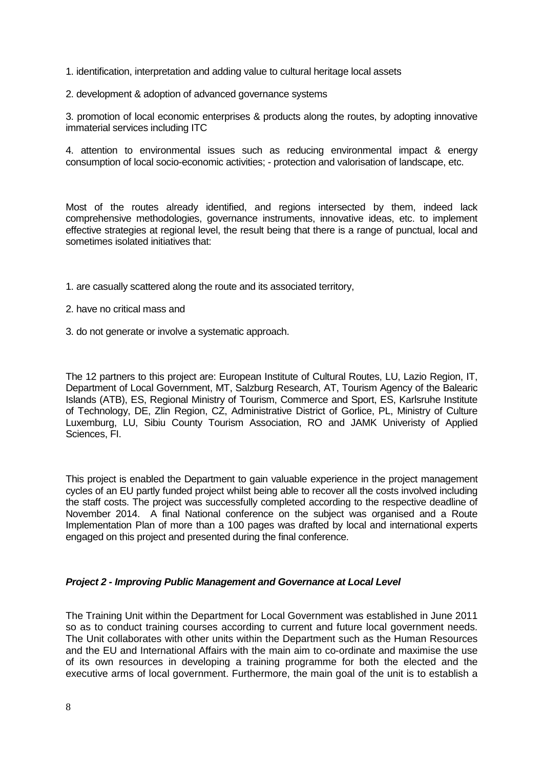1. identification, interpretation and adding value to cultural heritage local assets

2. development & adoption of advanced governance systems

3. promotion of local economic enterprises & products along the routes, by adopting innovative immaterial services including ITC

4. attention to environmental issues such as reducing environmental impact & energy consumption of local socio-economic activities; - protection and valorisation of landscape, etc.

Most of the routes already identified, and regions intersected by them, indeed lack comprehensive methodologies, governance instruments, innovative ideas, etc. to implement effective strategies at regional level, the result being that there is a range of punctual, local and sometimes isolated initiatives that:

1. are casually scattered along the route and its associated territory,

2. have no critical mass and

3. do not generate or involve a systematic approach.

The 12 partners to this project are: European Institute of Cultural Routes, LU, Lazio Region, IT, Department of Local Government, MT, Salzburg Research, AT, Tourism Agency of the Balearic Islands (ATB), ES, Regional Ministry of Tourism, Commerce and Sport, ES, Karlsruhe Institute of Technology, DE, Zlin Region, CZ, Administrative District of Gorlice, PL, Ministry of Culture Luxemburg, LU, Sibiu County Tourism Association, RO and JAMK Univeristy of Applied Sciences, FI.

This project is enabled the Department to gain valuable experience in the project management cycles of an EU partly funded project whilst being able to recover all the costs involved including the staff costs. The project was successfully completed according to the respective deadline of November 2014. A final National conference on the subject was organised and a Route Implementation Plan of more than a 100 pages was drafted by local and international experts engaged on this project and presented during the final conference.

### *Project 2 - Improving Public Management and Governance at Local Level*

The Training Unit within the Department for Local Government was established in June 2011 so as to conduct training courses according to current and future local government needs. The Unit collaborates with other units within the Department such as the Human Resources and the EU and International Affairs with the main aim to co-ordinate and maximise the use of its own resources in developing a training programme for both the elected and the executive arms of local government. Furthermore, the main goal of the unit is to establish a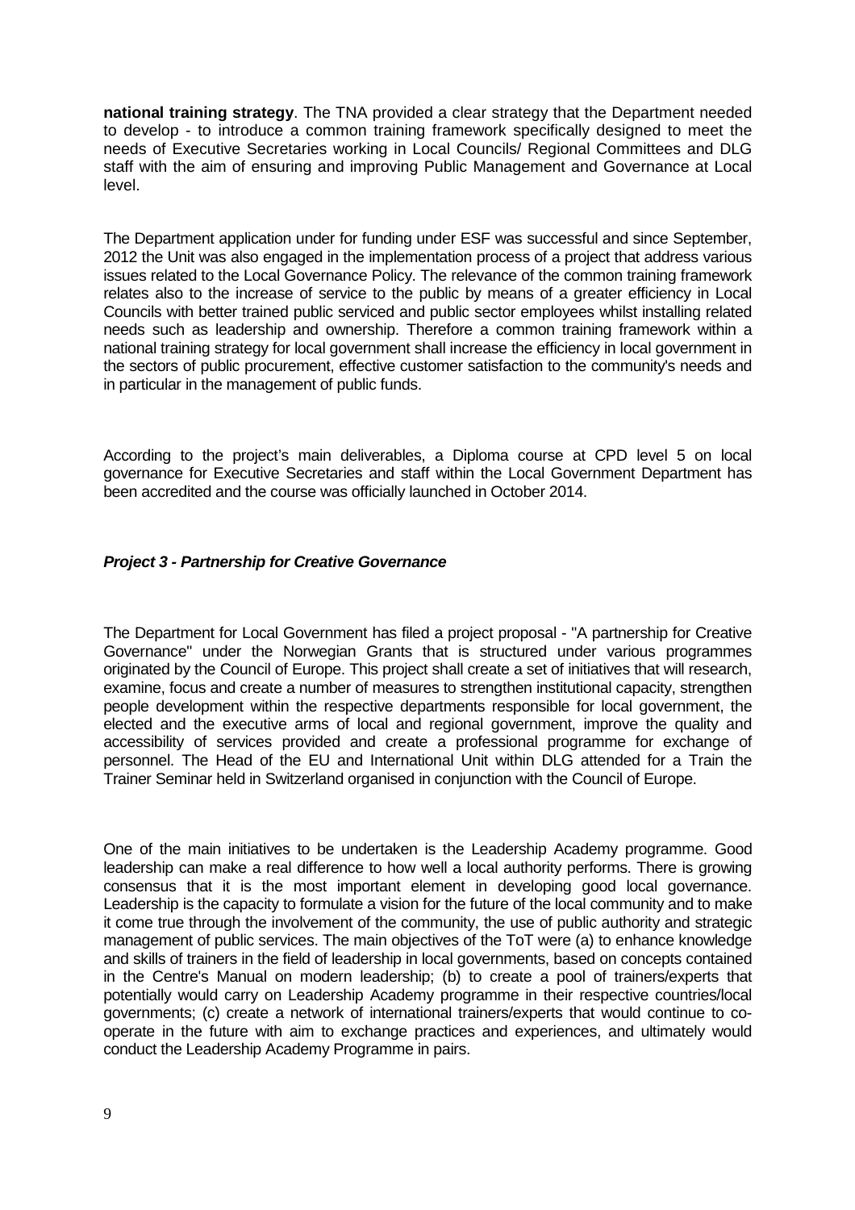**national training strategy**. The TNA provided a clear strategy that the Department needed to develop - to introduce a common training framework specifically designed to meet the needs of Executive Secretaries working in Local Councils/ Regional Committees and DLG staff with the aim of ensuring and improving Public Management and Governance at Local level.

The Department application under for funding under ESF was successful and since September, 2012 the Unit was also engaged in the implementation process of a project that address various issues related to the Local Governance Policy. The relevance of the common training framework relates also to the increase of service to the public by means of a greater efficiency in Local Councils with better trained public serviced and public sector employees whilst installing related needs such as leadership and ownership. Therefore a common training framework within a national training strategy for local government shall increase the efficiency in local government in the sectors of public procurement, effective customer satisfaction to the community's needs and in particular in the management of public funds.

According to the project's main deliverables, a Diploma course at CPD level 5 on local governance for Executive Secretaries and staff within the Local Government Department has been accredited and the course was officially launched in October 2014.

### *Project 3 - Partnership for Creative Governance*

The Department for Local Government has filed a project proposal - "A partnership for Creative Governance" under the Norwegian Grants that is structured under various programmes originated by the Council of Europe. This project shall create a set of initiatives that will research, examine, focus and create a number of measures to strengthen institutional capacity, strengthen people development within the respective departments responsible for local government, the elected and the executive arms of local and regional government, improve the quality and accessibility of services provided and create a professional programme for exchange of personnel. The Head of the EU and International Unit within DLG attended for a Train the Trainer Seminar held in Switzerland organised in conjunction with the Council of Europe.

One of the main initiatives to be undertaken is the Leadership Academy programme. Good leadership can make a real difference to how well a local authority performs. There is growing consensus that it is the most important element in developing good local governance. Leadership is the capacity to formulate a vision for the future of the local community and to make it come true through the involvement of the community, the use of public authority and strategic management of public services. The main objectives of the ToT were (a) to enhance knowledge and skills of trainers in the field of leadership in local governments, based on concepts contained in the Centre's Manual on modern leadership; (b) to create a pool of trainers/experts that potentially would carry on Leadership Academy programme in their respective countries/local governments; (c) create a network of international trainers/experts that would continue to co-operate in the future with aim to exchange practices and experiences, and ultimately would conduct the Leadership Academy Programme in pairs.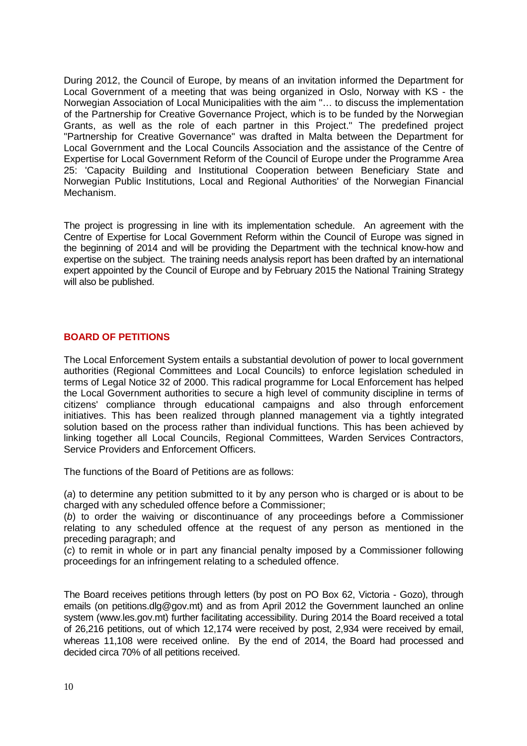During 2012, the Council of Europe, by means of an invitation informed the Department for Local Government of a meeting that was being organized in Oslo, Norway with KS - the Norwegian Association of Local Municipalities with the aim "… to discuss the implementation of the Partnership for Creative Governance Project, which is to be funded by the Norwegian Grants, as well as the role of each partner in this Project." The predefined project "Partnership for Creative Governance" was drafted in Malta between the Department for Local Government and the Local Councils Association and the assistance of the Centre of Expertise for Local Government Reform of the Council of Europe under the Programme Area 25: 'Capacity Building and Institutional Cooperation between Beneficiary State and Norwegian Public Institutions, Local and Regional Authorities' of the Norwegian Financial Mechanism.

The project is progressing in line with its implementation schedule. An agreement with the Centre of Expertise for Local Government Reform within the Council of Europe was signed in the beginning of 2014 and will be providing the Department with the technical know-how and expertise on the subject. The training needs analysis report has been drafted by an international expert appointed by the Council of Europe and by February 2015 the National Training Strategy will also be published.

## BOARD OF PETITIONS

The Local Enforcement System entails a substantial devolution of power to local government authorities (Regional Committees and Local Councils) to enforce legislation scheduled in terms of Legal Notice 32 of 2000. This radical programme for Local Enforcement has helped the Local Government authorities to secure a high level of community discipline in terms of citizens' compliance through educational campaigns and also through enforcement initiatives. This has been realized through planned management via a tightly integrated solution based on the process rather than individual functions. This has been achieved by linking together all Local Councils, Regional Committees, Warden Services Contractors, Service Providers and Enforcement Officers.

The functions of the Board of Petitions are as follows:

(*a*) to determine any petition submitted to it by any person who is charged or is about to be charged with any scheduled offence before a Commissioner;
(*b*) to order the waiving or discontinuance of any proceedings before a Commissioner relating to any scheduled offence at the request of any person as mentioned in the preceding paragraph; and
(*c*) to remit in whole or in part any financial penalty imposed by a Commissioner following proceedings for an infringement relating to a scheduled offence.

The Board receives petitions through letters (by post on PO Box 62, Victoria - Gozo), through emails (on petitions.dlg@gov.mt) and as from April 2012 the Government launched an online system (www.les.gov.mt) further facilitating accessibility. During 2014 the Board received a total of 26,216 petitions, out of which 12,174 were received by post, 2,934 were received by email, whereas 11,108 were received online. By the end of 2014, the Board had processed and decided circa 70% of all petitions received.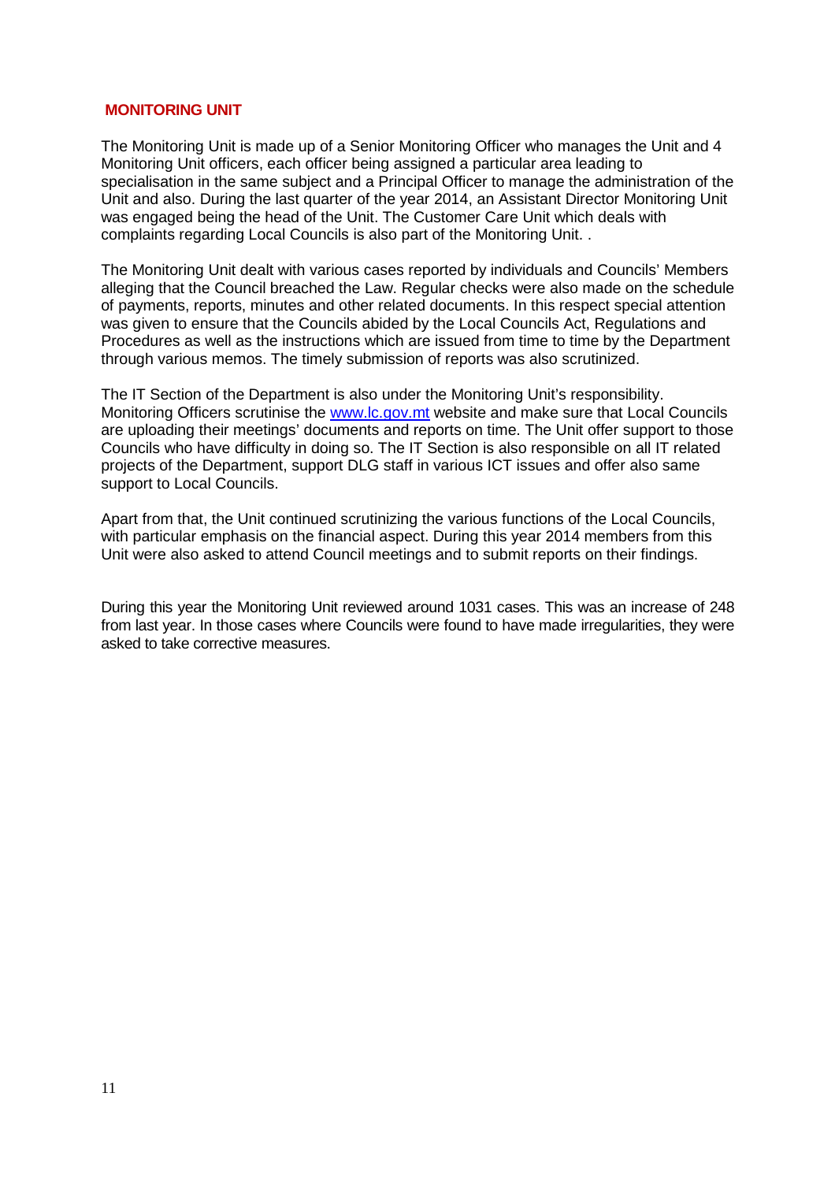## MONITORING UNIT

The Monitoring Unit is made up of a Senior Monitoring Officer who manages the Unit and 4 Monitoring Unit officers, each officer being assigned a particular area leading to specialisation in the same subject and a Principal Officer to manage the administration of the Unit and also. During the last quarter of the year 2014, an Assistant Director Monitoring Unit was engaged being the head of the Unit. The Customer Care Unit which deals with complaints regarding Local Councils is also part of the Monitoring Unit. .

The Monitoring Unit dealt with various cases reported by individuals and Councils' Members alleging that the Council breached the Law. Regular checks were also made on the schedule of payments, reports, minutes and other related documents. In this respect special attention was given to ensure that the Councils abided by the Local Councils Act, Regulations and Procedures as well as the instructions which are issued from time to time by the Department through various memos. The timely submission of reports was also scrutinized.

The IT Section of the Department is also under the Monitoring Unit's responsibility. Monitoring Officers scrutinise the [www.lc.gov.mt](http://www.lc.gov.mt) website and make sure that Local Councils are uploading their meetings' documents and reports on time. The Unit offer support to those Councils who have difficulty in doing so. The IT Section is also responsible on all IT related projects of the Department, support DLG staff in various ICT issues and offer also same support to Local Councils.

Apart from that, the Unit continued scrutinizing the various functions of the Local Councils, with particular emphasis on the financial aspect. During this year 2014 members from this Unit were also asked to attend Council meetings and to submit reports on their findings.

During this year the Monitoring Unit reviewed around 1031 cases. This was an increase of 248 from last year. In those cases where Councils were found to have made irregularities, they were asked to take corrective measures.